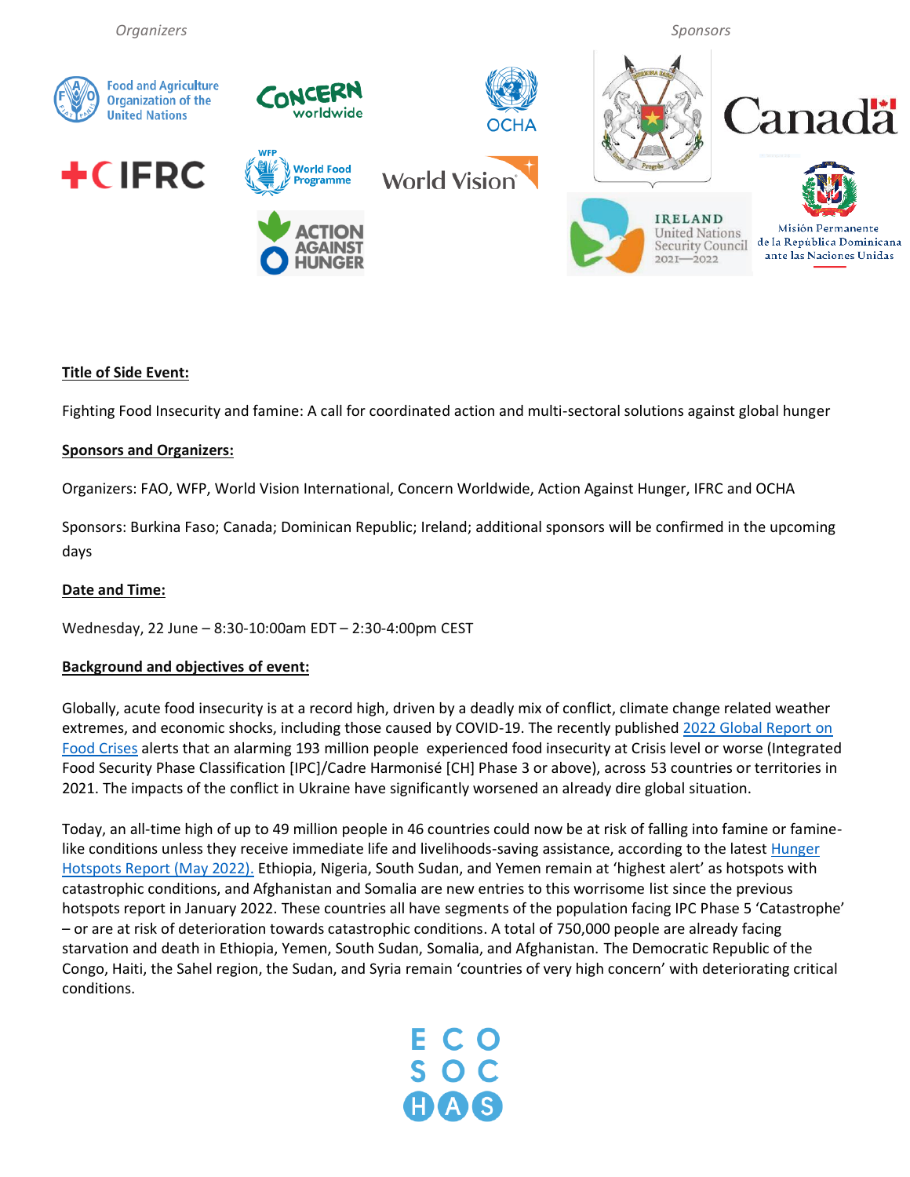*Organizers* *Sponsors*

**Title of Side Event:**

Fighting Food Insecurity and famine: A call for coordinated action and multi-sectoral solutions against global hunger

**Sponsors and Organizers:**

Organizers: FAO, WFP, World Vision International, Concern Worldwide, Action Against Hunger, IFRC and OCHA

Sponsors: Burkina Faso; Canada; Dominican Republic; Ireland; additional sponsors will be confirmed in the upcoming days

**Date and Time:**

Wednesday, 22 June – 8:30-10:00am EDT – 2:30-4:00pm CEST

**Background and objectives of event:**

Globally, acute food insecurity is at a record high, driven by a deadly mix of conflict, climate change related weather extremes, and economic shocks, including those caused by COVID-19. The recently published 2022 Global Report on Food Crises alerts that an alarming 193 million people experienced food insecurity at Crisis level or worse (Integrated Food Security Phase Classification [IPC]/Cadre Harmonisé [CH] Phase 3 or above), across 53 countries or territories in 2021. The impacts of the conflict in Ukraine have significantly worsened an already dire global situation.

Today, an all-time high of up to 49 million people in 46 countries could now be at risk of falling into famine or famine-like conditions unless they receive immediate life and livelihoods-saving assistance, according to the latest Hunger Hotspots Report (May 2022). Ethiopia, Nigeria, South Sudan, and Yemen remain at 'highest alert' as hotspots with catastrophic conditions, and Afghanistan and Somalia are new entries to this worrisome list since the previous hotspots report in January 2022. These countries all have segments of the population facing IPC Phase 5 'Catastrophe' – or are at risk of deterioration towards catastrophic conditions. A total of 750,000 people are already facing starvation and death in Ethiopia, Yemen, South Sudan, Somalia, and Afghanistan. The Democratic Republic of the Congo, Haiti, the Sahel region, the Sudan, and Syria remain 'countries of very high concern' with deteriorating critical conditions.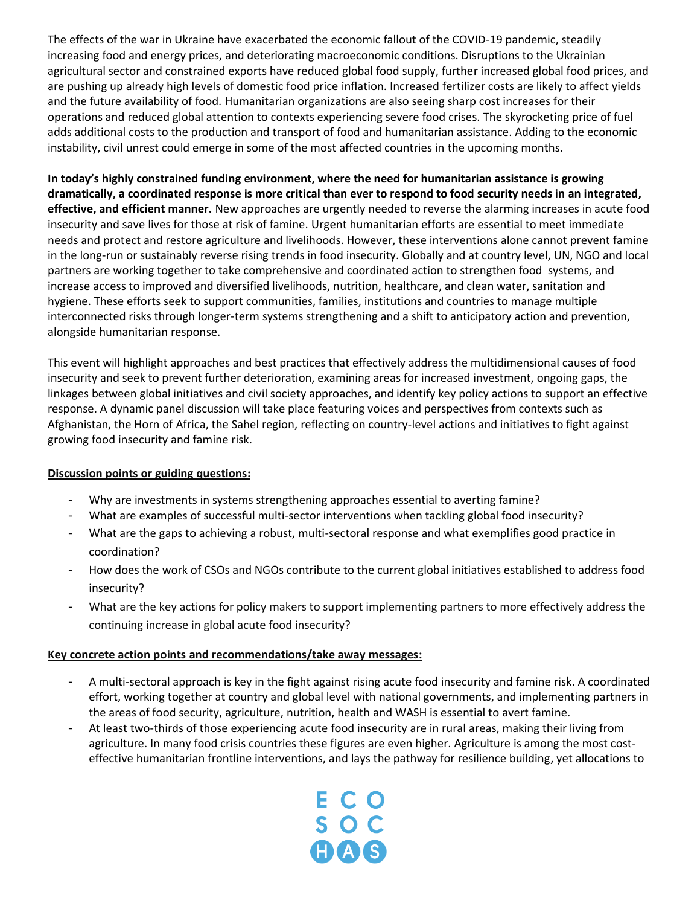The effects of the war in Ukraine have exacerbated the economic fallout of the COVID-19 pandemic, steadily increasing food and energy prices, and deteriorating macroeconomic conditions. Disruptions to the Ukrainian agricultural sector and constrained exports have reduced global food supply, further increased global food prices, and are pushing up already high levels of domestic food price inflation. Increased fertilizer costs are likely to affect yields and the future availability of food. Humanitarian organizations are also seeing sharp cost increases for their operations and reduced global attention to contexts experiencing severe food crises. The skyrocketing price of fuel adds additional costs to the production and transport of food and humanitarian assistance. Adding to the economic instability, civil unrest could emerge in some of the most affected countries in the upcoming months.

**In today's highly constrained funding environment, where the need for humanitarian assistance is growing dramatically, a coordinated response is more critical than ever to respond to food security needs in an integrated, effective, and efficient manner.** New approaches are urgently needed to reverse the alarming increases in acute food insecurity and save lives for those at risk of famine. Urgent humanitarian efforts are essential to meet immediate needs and protect and restore agriculture and livelihoods. However, these interventions alone cannot prevent famine in the long-run or sustainably reverse rising trends in food insecurity. Globally and at country level, UN, NGO and local partners are working together to take comprehensive and coordinated action to strengthen food systems, and increase access to improved and diversified livelihoods, nutrition, healthcare, and clean water, sanitation and hygiene. These efforts seek to support communities, families, institutions and countries to manage multiple interconnected risks through longer-term systems strengthening and a shift to anticipatory action and prevention, alongside humanitarian response.

This event will highlight approaches and best practices that effectively address the multidimensional causes of food insecurity and seek to prevent further deterioration, examining areas for increased investment, ongoing gaps, the linkages between global initiatives and civil society approaches, and identify key policy actions to support an effective response. A dynamic panel discussion will take place featuring voices and perspectives from contexts such as Afghanistan, the Horn of Africa, the Sahel region, reflecting on country-level actions and initiatives to fight against growing food insecurity and famine risk.

**Discussion points or guiding questions:**

- Why are investments in systems strengthening approaches essential to averting famine?
- What are examples of successful multi-sector interventions when tackling global food insecurity?
- What are the gaps to achieving a robust, multi-sectoral response and what exemplifies good practice in coordination?
- How does the work of CSOs and NGOs contribute to the current global initiatives established to address food insecurity?
- What are the key actions for policy makers to support implementing partners to more effectively address the continuing increase in global acute food insecurity?

**Key concrete action points and recommendations/take away messages:**

- A multi-sectoral approach is key in the fight against rising acute food insecurity and famine risk. A coordinated effort, working together at country and global level with national governments, and implementing partners in the areas of food security, agriculture, nutrition, health and WASH is essential to avert famine.
- At least two-thirds of those experiencing acute food insecurity are in rural areas, making their living from agriculture. In many food crisis countries these figures are even higher. Agriculture is among the most cost-effective humanitarian frontline interventions, and lays the pathway for resilience building, yet allocations to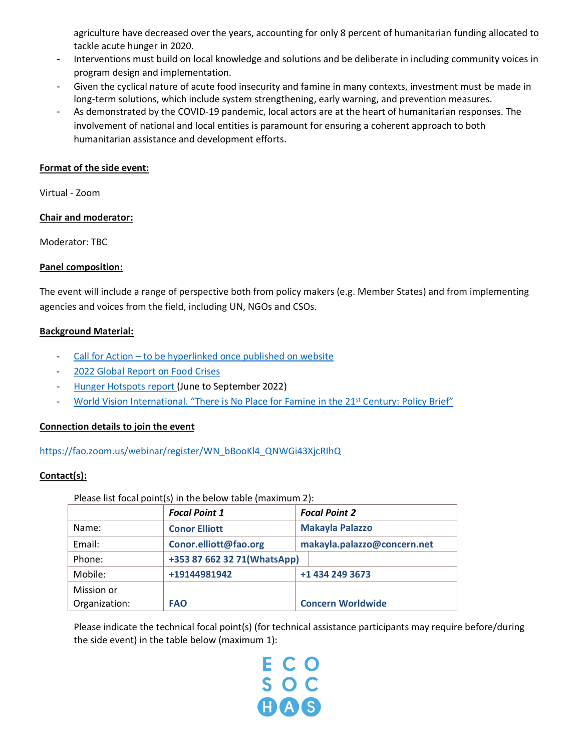agriculture have decreased over the years, accounting for only 8 percent of humanitarian funding allocated to tackle acute hunger in 2020.

- Interventions must build on local knowledge and solutions and be deliberate in including community voices in program design and implementation.
- Given the cyclical nature of acute food insecurity and famine in many contexts, investment must be made in long-term solutions, which include system strengthening, early warning, and prevention measures.
- As demonstrated by the COVID-19 pandemic, local actors are at the heart of humanitarian responses. The involvement of national and local entities is paramount for ensuring a coherent approach to both humanitarian assistance and development efforts.

**Format of the side event:**

Virtual - Zoom

**Chair and moderator:**

Moderator: TBC

**Panel composition:**

The event will include a range of perspective both from policy makers (e.g. Member States) and from implementing agencies and voices from the field, including UN, NGOs and CSOs.

**Background Material:**

- Call for Action – to be hyperlinked once published on website
- 2022 Global Report on Food Crises
- Hunger Hotspots report (June to September 2022)
- World Vision International. "There is No Place for Famine in the 21st Century: Policy Brief"

**Connection details to join the event**

https://fao.zoom.us/webinar/register/WN_bBooKl4_QNWGi43XjcRIhQ

**Contact(s):**

Please list focal point(s) in the below table (maximum 2):

| | ***Focal Point 1*** | ***Focal Point 2*** |
|---|---|---|
| Name: | **Conor Elliott** | **Makayla Palazzo** |
| Email: | **Conor.elliott@fao.org** | **makayla.palazzo@concern.net** |
| Phone: | **+353 87 662 32 71(WhatsApp)** | |
| Mobile: | **+19144981942** | **+1 434 249 3673** |
| Mission or Organization: | **FAO** | **Concern Worldwide** |

Please indicate the technical focal point(s) (for technical assistance participants may require before/during the side event) in the table below (maximum 1):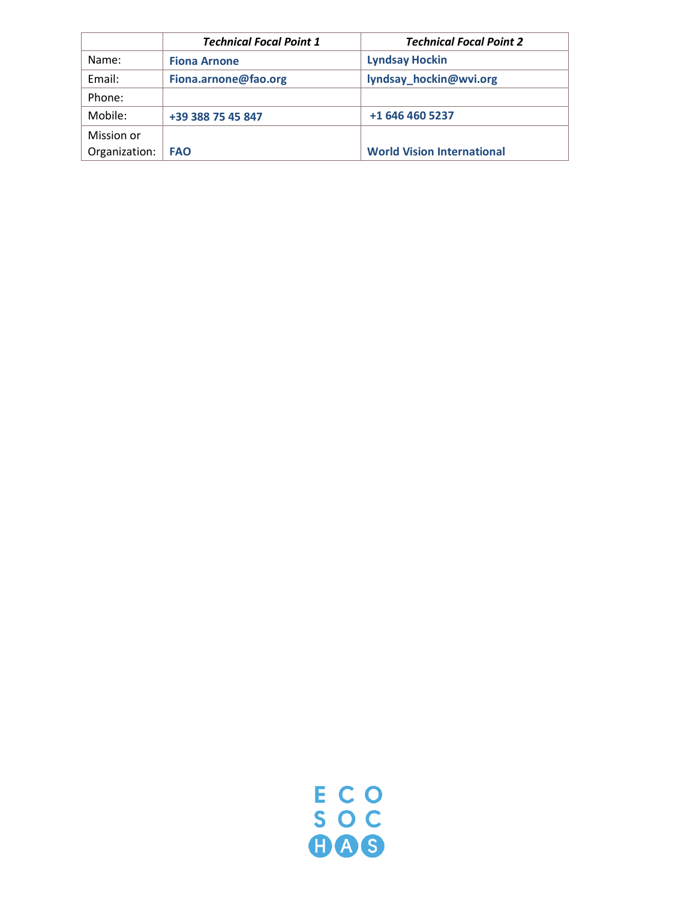| | *Technical Focal Point 1* | *Technical Focal Point 2* |
|---|---|---|
| Name: | **Fiona Arnone** | **Lyndsay Hockin** |
| Email: | **Fiona.arnone@fao.org** | **lyndsay_hockin@wvi.org** |
| Phone: | | |
| Mobile: | **+39 388 75 45 847** | **+1 646 460 5237** |
| Mission or Organization: | **FAO** | **World Vision International** |